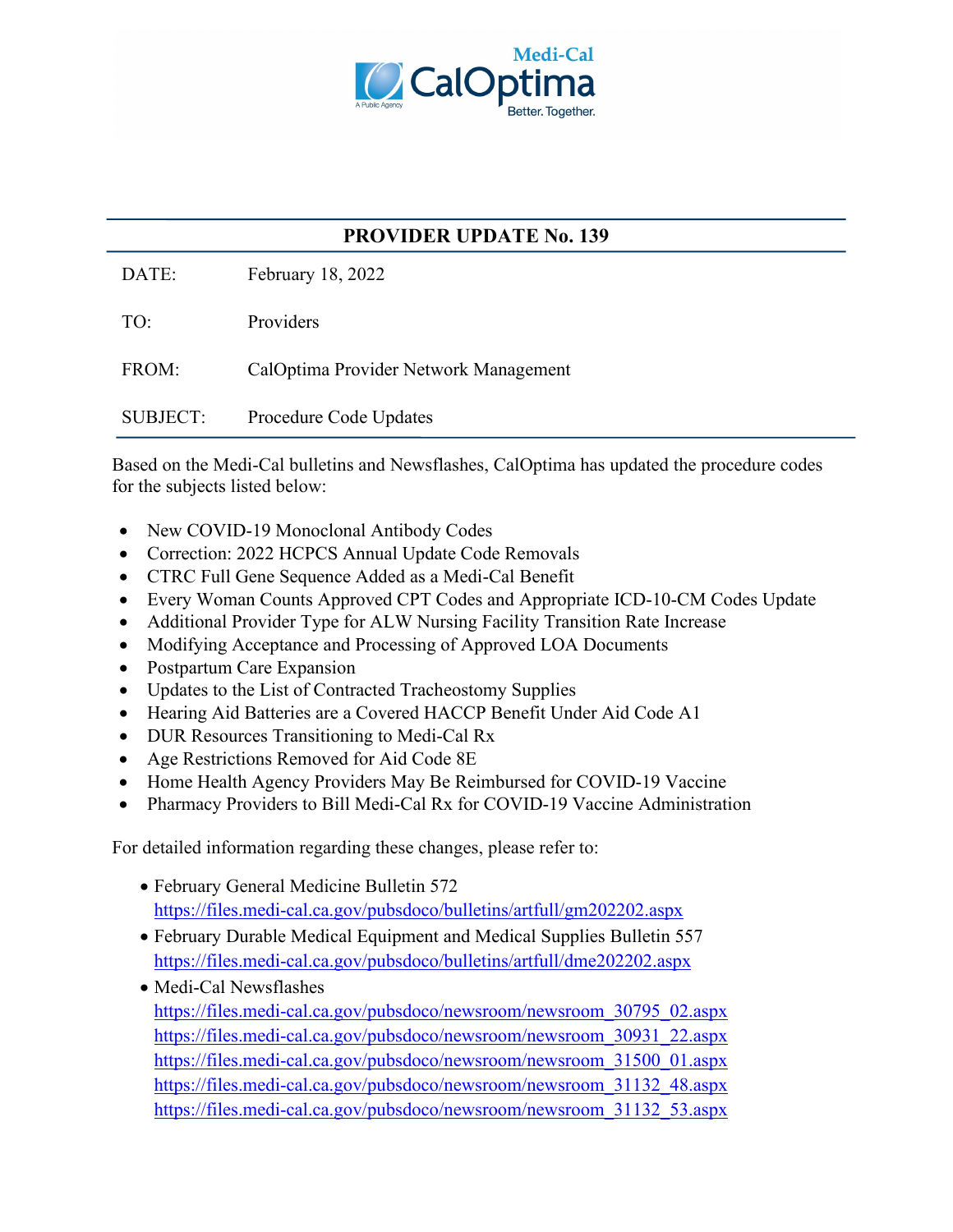Medi-Cal CalOptima

A Public Agency

Better. Together.

# PROVIDER UPDATE No. 139

| | |
|---|---|
| DATE: | February 18, 2022 |
| TO: | Providers |
| FROM: | CalOptima Provider Network Management |
| SUBJECT: | Procedure Code Updates |

Based on the Medi-Cal bulletins and Newsflashes, CalOptima has updated the procedure codes for the subjects listed below:

- New COVID-19 Monoclonal Antibody Codes
- Correction: 2022 HCPCS Annual Update Code Removals
- CTRC Full Gene Sequence Added as a Medi-Cal Benefit
- Every Woman Counts Approved CPT Codes and Appropriate ICD-10-CM Codes Update
- Additional Provider Type for ALW Nursing Facility Transition Rate Increase
- Modifying Acceptance and Processing of Approved LOA Documents
- Postpartum Care Expansion
- Updates to the List of Contracted Tracheostomy Supplies
- Hearing Aid Batteries are a Covered HACCP Benefit Under Aid Code A1
- DUR Resources Transitioning to Medi-Cal Rx
- Age Restrictions Removed for Aid Code 8E
- Home Health Agency Providers May Be Reimbursed for COVID-19 Vaccine
- Pharmacy Providers to Bill Medi-Cal Rx for COVID-19 Vaccine Administration

For detailed information regarding these changes, please refer to:

- February General Medicine Bulletin 572
  https://files.medi-cal.ca.gov/pubsdoco/bulletins/artfull/gm202202.aspx
- February Durable Medical Equipment and Medical Supplies Bulletin 557
  https://files.medi-cal.ca.gov/pubsdoco/bulletins/artfull/dme202202.aspx
- Medi-Cal Newsflashes
  https://files.medi-cal.ca.gov/pubsdoco/newsroom/newsroom_30795_02.aspx
  https://files.medi-cal.ca.gov/pubsdoco/newsroom/newsroom_30931_22.aspx
  https://files.medi-cal.ca.gov/pubsdoco/newsroom/newsroom_31500_01.aspx
  https://files.medi-cal.ca.gov/pubsdoco/newsroom/newsroom_31132_48.aspx
  https://files.medi-cal.ca.gov/pubsdoco/newsroom/newsroom_31132_53.aspx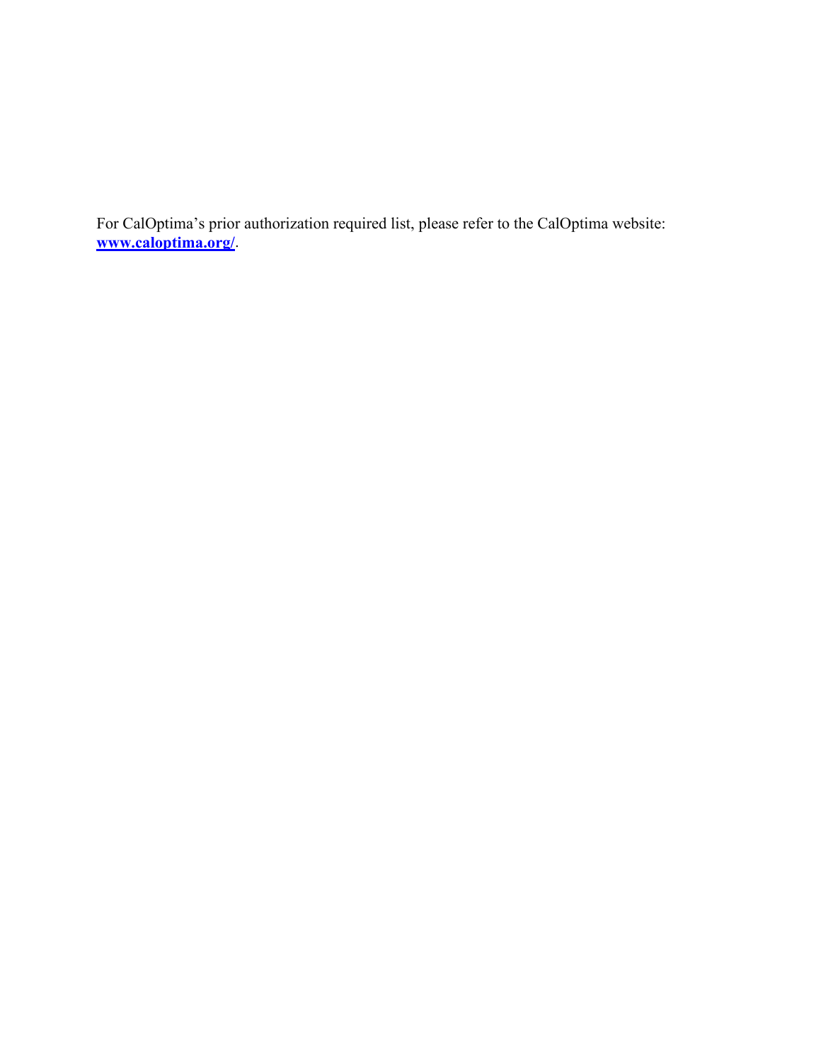For CalOptima's prior authorization required list, please refer to the CalOptima website: **[www.caloptima.org/](http://www.caloptima.org/)**.